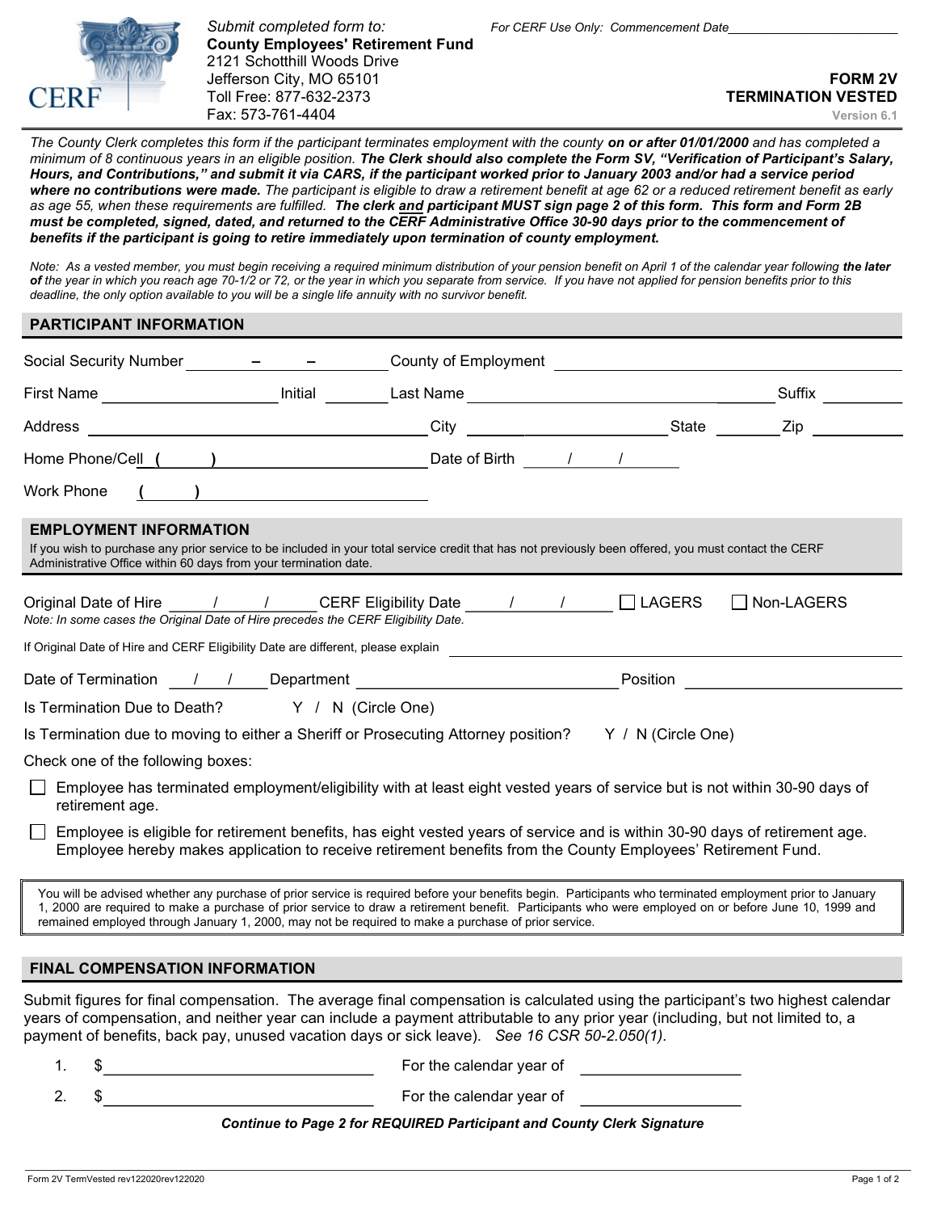CERF

*Submit completed form to:*
**County Employees' Retirement Fund**
2121 Schotthill Woods Drive
Jefferson City, MO 65101
Toll Free: 877-632-2373
Fax: 573-761-4404

*For CERF Use Only: Commencement Date*\_\_\_\_\_\_\_\_\_\_\_\_\_\_\_\_\_\_\_\_

# FORM 2V
# TERMINATION VESTED

Version 6.1

*The County Clerk completes this form if the participant terminates employment with the county* ***on or after 01/01/2000*** *and has completed a minimum of 8 continuous years in an eligible position.* ***The Clerk should also complete the Form SV, "Verification of Participant's Salary, Hours, and Contributions," and submit it via CARS, if the participant worked prior to January 2003 and/or had a service period where no contributions were made.*** *The participant is eligible to draw a retirement benefit at age 62 or a reduced retirement benefit as early as age 55, when these requirements are fulfilled.* ***The clerk and participant MUST sign page 2 of this form. This form and Form 2B must be completed, signed, dated, and returned to the CERF Administrative Office 30-90 days prior to the commencement of benefits if the participant is going to retire immediately upon termination of county employment.***

*Note: As a vested member, you must begin receiving a required minimum distribution of your pension benefit on April 1 of the calendar year following* ***the later of*** *the year in which you reach age 70-1/2 or 72, or the year in which you separate from service. If you have not applied for pension benefits prior to this deadline, the only option available to you will be a single life annuity with no survivor benefit.*

## PARTICIPANT INFORMATION

Social Security Number \_\_\_\_\_ – \_\_\_\_\_ – \_\_\_\_\_ County of Employment \_\_\_\_\_\_\_\_\_\_\_\_\_\_\_\_\_\_\_\_

First Name \_\_\_\_\_\_\_\_\_\_\_\_\_\_\_\_ Initial \_\_\_\_\_\_ Last Name \_\_\_\_\_\_\_\_\_\_\_\_\_\_\_\_\_\_\_\_ Suffix \_\_\_\_\_\_

Address \_\_\_\_\_\_\_\_\_\_\_\_\_\_\_\_\_\_\_\_\_\_\_\_ City \_\_\_\_\_\_\_\_\_\_\_\_\_\_\_\_ State \_\_\_\_\_\_ Zip \_\_\_\_\_\_\_\_

Home Phone/Cell ( \_\_\_\_ ) \_\_\_\_\_\_\_\_\_\_\_\_\_\_\_\_ Date of Birth \_\_\_\_ / \_\_\_\_ / \_\_\_\_

Work Phone ( \_\_\_\_ ) \_\_\_\_\_\_\_\_\_\_\_\_\_\_\_\_

## EMPLOYMENT INFORMATION

If you wish to purchase any prior service to be included in your total service credit that has not previously been offered, you must contact the CERF Administrative Office within 60 days from your termination date.

Original Date of Hire \_\_\_\_ / \_\_\_\_ / \_\_\_\_ CERF Eligibility Date \_\_\_\_ / \_\_\_\_ / \_\_\_\_ ☐ LAGERS ☐ Non-LAGERS

*Note: In some cases the Original Date of Hire precedes the CERF Eligibility Date.*

If Original Date of Hire and CERF Eligibility Date are different, please explain \_\_\_\_\_\_\_\_\_\_\_\_\_\_\_\_\_\_\_\_\_\_\_\_

Date of Termination \_\_\_\_ / \_\_\_\_ / \_\_\_\_ Department \_\_\_\_\_\_\_\_\_\_\_\_\_\_\_\_\_\_\_\_ Position \_\_\_\_\_\_\_\_\_\_\_\_\_\_\_\_

Is Termination Due to Death? Y / N (Circle One)

Is Termination due to moving to either a Sheriff or Prosecuting Attorney position? Y / N (Circle One)

Check one of the following boxes:

☐ Employee has terminated employment/eligibility with at least eight vested years of service but is not within 30-90 days of retirement age.

☐ Employee is eligible for retirement benefits, has eight vested years of service and is within 30-90 days of retirement age. Employee hereby makes application to receive retirement benefits from the County Employees' Retirement Fund.

You will be advised whether any purchase of prior service is required before your benefits begin. Participants who terminated employment prior to January 1, 2000 are required to make a purchase of prior service to draw a retirement benefit. Participants who were employed on or before June 10, 1999 and remained employed through January 1, 2000, may not be required to make a purchase of prior service.

## FINAL COMPENSATION INFORMATION

Submit figures for final compensation. The average final compensation is calculated using the participant's two highest calendar years of compensation, and neither year can include a payment attributable to any prior year (including, but not limited to, a payment of benefits, back pay, unused vacation days or sick leave). *See 16 CSR 50-2.050(1).*

1. $ \_\_\_\_\_\_\_\_\_\_\_\_\_\_\_\_\_\_\_\_ For the calendar year of \_\_\_\_\_\_\_\_\_\_\_\_
2. $ \_\_\_\_\_\_\_\_\_\_\_\_\_\_\_\_\_\_\_\_ For the calendar year of \_\_\_\_\_\_\_\_\_\_\_\_

***Continue to Page 2 for REQUIRED Participant and County Clerk Signature***

Form 2V TermVested rev122020rev122020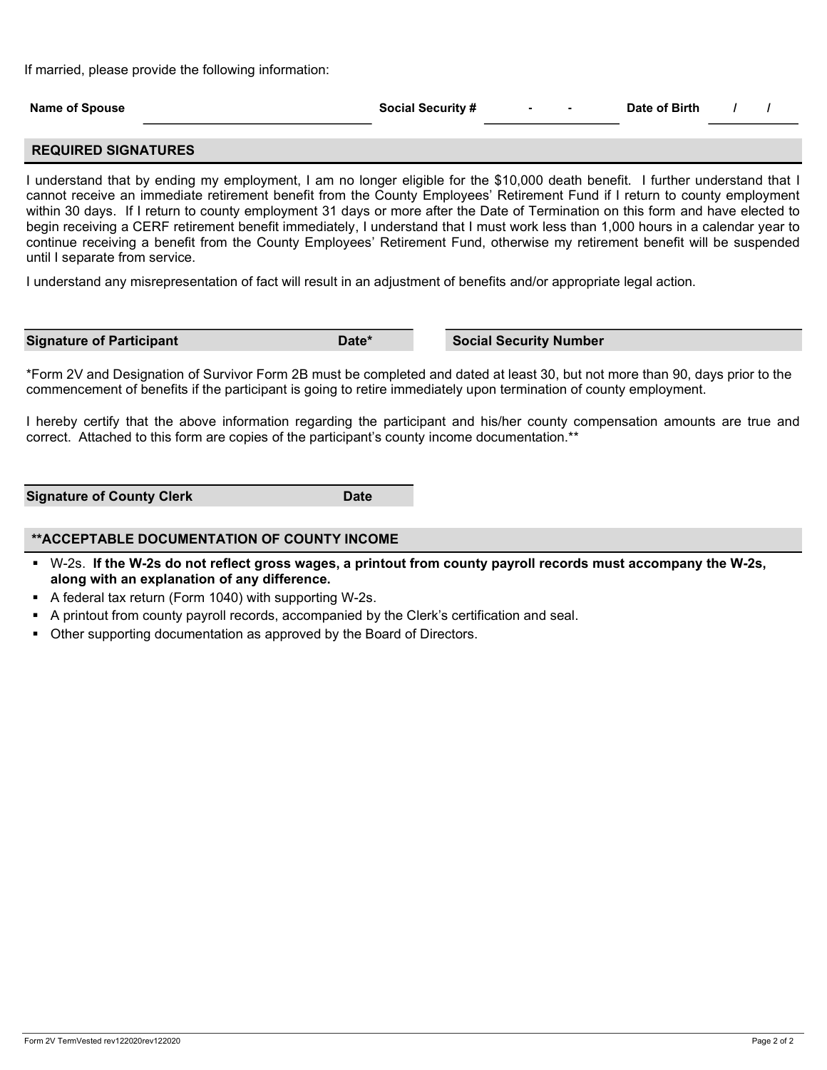If married, please provide the following information:

**Name of Spouse** ______________________ **Social Security #** ___ - ___ - ___ **Date of Birth** ___ / ___ / ___

## REQUIRED SIGNATURES

I understand that by ending my employment, I am no longer eligible for the $10,000 death benefit. I further understand that I cannot receive an immediate retirement benefit from the County Employees' Retirement Fund if I return to county employment within 30 days. If I return to county employment 31 days or more after the Date of Termination on this form and have elected to begin receiving a CERF retirement benefit immediately, I understand that I must work less than 1,000 hours in a calendar year to continue receiving a benefit from the County Employees' Retirement Fund, otherwise my retirement benefit will be suspended until I separate from service.

I understand any misrepresentation of fact will result in an adjustment of benefits and/or appropriate legal action.

**Signature of Participant** **Date*** **Social Security Number**

*Form 2V and Designation of Survivor Form 2B must be completed and dated at least 30, but not more than 90, days prior to the commencement of benefits if the participant is going to retire immediately upon termination of county employment.

I hereby certify that the above information regarding the participant and his/her county compensation amounts are true and correct. Attached to this form are copies of the participant's county income documentation.**

**Signature of County Clerk** **Date**

## **ACCEPTABLE DOCUMENTATION OF COUNTY INCOME

- W-2s. **If the W-2s do not reflect gross wages, a printout from county payroll records must accompany the W-2s, along with an explanation of any difference.**
- A federal tax return (Form 1040) with supporting W-2s.
- A printout from county payroll records, accompanied by the Clerk's certification and seal.
- Other supporting documentation as approved by the Board of Directors.

Form 2V TermVested rev122020rev122020